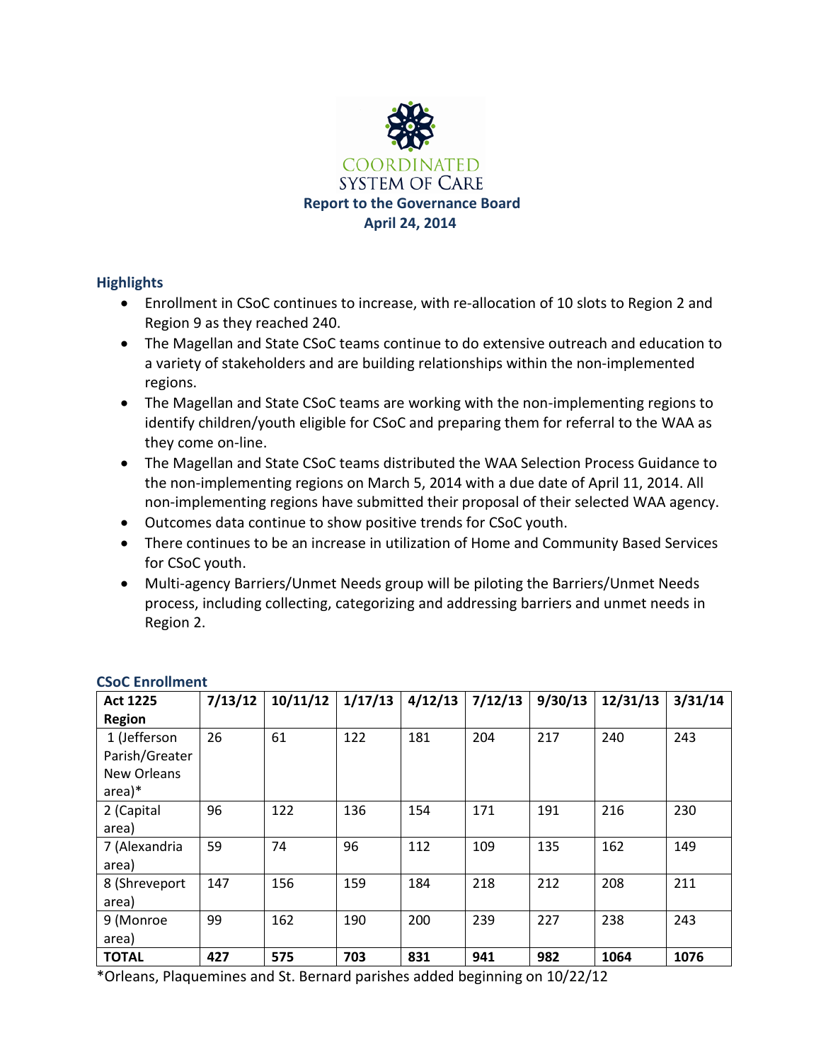COORDINATED SYSTEM OF CARE

**Report to the Governance Board**

**April 24, 2014**

## Highlights

- Enrollment in CSoC continues to increase, with re-allocation of 10 slots to Region 2 and Region 9 as they reached 240.
- The Magellan and State CSoC teams continue to do extensive outreach and education to a variety of stakeholders and are building relationships within the non-implemented regions.
- The Magellan and State CSoC teams are working with the non-implementing regions to identify children/youth eligible for CSoC and preparing them for referral to the WAA as they come on-line.
- The Magellan and State CSoC teams distributed the WAA Selection Process Guidance to the non-implementing regions on March 5, 2014 with a due date of April 11, 2014. All non-implementing regions have submitted their proposal of their selected WAA agency.
- Outcomes data continue to show positive trends for CSoC youth.
- There continues to be an increase in utilization of Home and Community Based Services for CSoC youth.
- Multi-agency Barriers/Unmet Needs group will be piloting the Barriers/Unmet Needs process, including collecting, categorizing and addressing barriers and unmet needs in Region 2.

## CSoC Enrollment

| Act 1225 Region | 7/13/12 | 10/11/12 | 1/17/13 | 4/12/13 | 7/12/13 | 9/30/13 | 12/31/13 | 3/31/14 |
|---|---|---|---|---|---|---|---|---|
| 1 (Jefferson Parish/Greater New Orleans area)* | 26 | 61 | 122 | 181 | 204 | 217 | 240 | 243 |
| 2 (Capital area) | 96 | 122 | 136 | 154 | 171 | 191 | 216 | 230 |
| 7 (Alexandria area) | 59 | 74 | 96 | 112 | 109 | 135 | 162 | 149 |
| 8 (Shreveport area) | 147 | 156 | 159 | 184 | 218 | 212 | 208 | 211 |
| 9 (Monroe area) | 99 | 162 | 190 | 200 | 239 | 227 | 238 | 243 |
| **TOTAL** | **427** | **575** | **703** | **831** | **941** | **982** | **1064** | **1076** |

*Orleans, Plaquemines and St. Bernard parishes added beginning on 10/22/12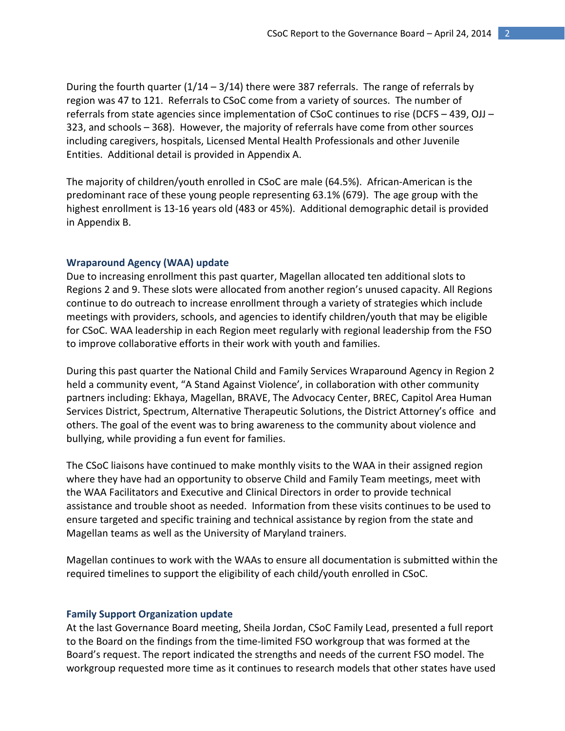During the fourth quarter (1/14 – 3/14) there were 387 referrals. The range of referrals by region was 47 to 121. Referrals to CSoC come from a variety of sources. The number of referrals from state agencies since implementation of CSoC continues to rise (DCFS – 439, OJJ – 323, and schools – 368). However, the majority of referrals have come from other sources including caregivers, hospitals, Licensed Mental Health Professionals and other Juvenile Entities. Additional detail is provided in Appendix A.

The majority of children/youth enrolled in CSoC are male (64.5%). African-American is the predominant race of these young people representing 63.1% (679). The age group with the highest enrollment is 13-16 years old (483 or 45%). Additional demographic detail is provided in Appendix B.

### Wraparound Agency (WAA) update

Due to increasing enrollment this past quarter, Magellan allocated ten additional slots to Regions 2 and 9. These slots were allocated from another region's unused capacity. All Regions continue to do outreach to increase enrollment through a variety of strategies which include meetings with providers, schools, and agencies to identify children/youth that may be eligible for CSoC. WAA leadership in each Region meet regularly with regional leadership from the FSO to improve collaborative efforts in their work with youth and families.

During this past quarter the National Child and Family Services Wraparound Agency in Region 2 held a community event, "A Stand Against Violence', in collaboration with other community partners including: Ekhaya, Magellan, BRAVE, The Advocacy Center, BREC, Capitol Area Human Services District, Spectrum, Alternative Therapeutic Solutions, the District Attorney's office and others. The goal of the event was to bring awareness to the community about violence and bullying, while providing a fun event for families.

The CSoC liaisons have continued to make monthly visits to the WAA in their assigned region where they have had an opportunity to observe Child and Family Team meetings, meet with the WAA Facilitators and Executive and Clinical Directors in order to provide technical assistance and trouble shoot as needed. Information from these visits continues to be used to ensure targeted and specific training and technical assistance by region from the state and Magellan teams as well as the University of Maryland trainers.

Magellan continues to work with the WAAs to ensure all documentation is submitted within the required timelines to support the eligibility of each child/youth enrolled in CSoC.

### Family Support Organization update

At the last Governance Board meeting, Sheila Jordan, CSoC Family Lead, presented a full report to the Board on the findings from the time-limited FSO workgroup that was formed at the Board's request. The report indicated the strengths and needs of the current FSO model. The workgroup requested more time as it continues to research models that other states have used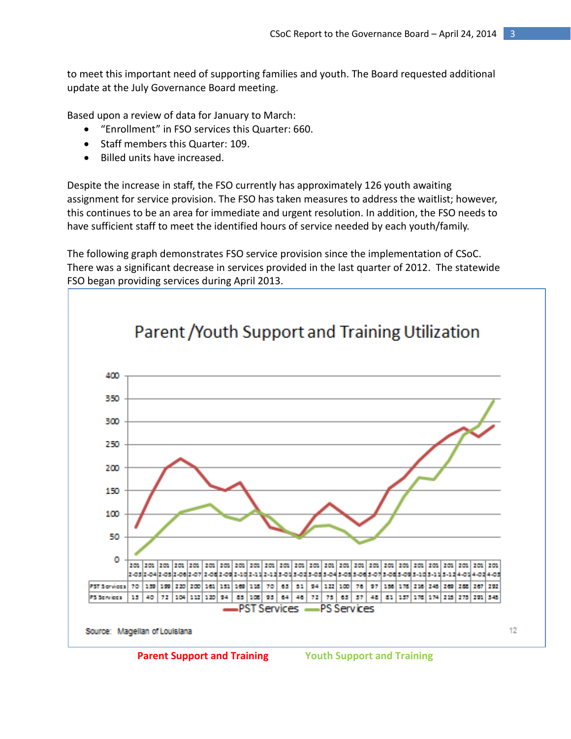to meet this important need of supporting families and youth. The Board requested additional update at the July Governance Board meeting.

Based upon a review of data for January to March:

- "Enrollment" in FSO services this Quarter: 660.
- Staff members this Quarter: 109.
- Billed units have increased.

Despite the increase in staff, the FSO currently has approximately 126 youth awaiting assignment for service provision. The FSO has taken measures to address the waitlist; however, this continues to be an area for immediate and urgent resolution. In addition, the FSO needs to have sufficient staff to meet the identified hours of service needed by each youth/family.

The following graph demonstrates FSO service provision since the implementation of CSoC. There was a significant decrease in services provided in the last quarter of 2012. The statewide FSO began providing services during April 2013.

**Parent /Youth Support and Training Utilization**

| | 2012-03 | 2012-04 | 2012-05 | 2012-06 | 2012-07 | 2012-08 | 2012-09 | 2012-10 | 2012-11 | 2012-12 | 2013-01 | 2013-02 | 2013-03 | 2013-04 | 2013-05 | 2013-06 | 2013-07 | 2013-08 | 2013-09 | 2013-10 | 2013-11 | 2013-12 | 2014-01 | 2014-02 | 2014-03 |
|---|---|---|---|---|---|---|---|---|---|---|---|---|---|---|---|---|---|---|---|---|---|---|---|---|---|
| PST Services | 70 | 139 | 199 | 220 | 200 | 161 | 151 | 169 | 118 | 70 | 63 | 51 | 94 | 122 | 100 | 76 | 97 | 156 | 178 | 216 | 245 | 269 | 288 | 267 | 292 |
| PS Services | 13 | 40 | 72 | 104 | 112 | 120 | 94 | 85 | 108 | 93 | 64 | 46 | 72 | 75 | 63 | 37 | 48 | 81 | 137 | 178 | 174 | 215 | 273 | 291 | 345 |

Source: Magellan of Louisiana

Parent Support and Training    Youth Support and Training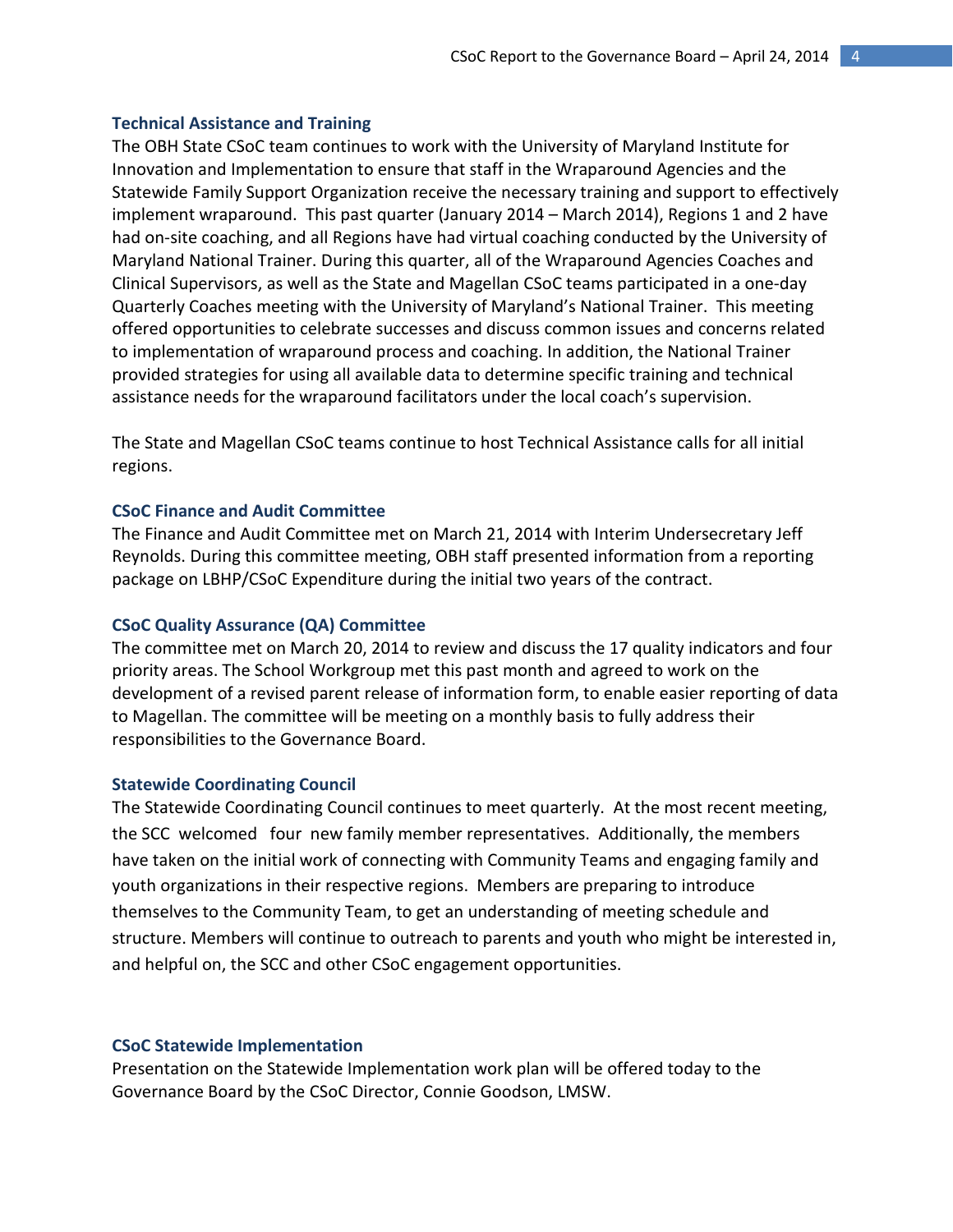### Technical Assistance and Training

The OBH State CSoC team continues to work with the University of Maryland Institute for Innovation and Implementation to ensure that staff in the Wraparound Agencies and the Statewide Family Support Organization receive the necessary training and support to effectively implement wraparound. This past quarter (January 2014 – March 2014), Regions 1 and 2 have had on-site coaching, and all Regions have had virtual coaching conducted by the University of Maryland National Trainer. During this quarter, all of the Wraparound Agencies Coaches and Clinical Supervisors, as well as the State and Magellan CSoC teams participated in a one-day Quarterly Coaches meeting with the University of Maryland's National Trainer. This meeting offered opportunities to celebrate successes and discuss common issues and concerns related to implementation of wraparound process and coaching. In addition, the National Trainer provided strategies for using all available data to determine specific training and technical assistance needs for the wraparound facilitators under the local coach's supervision.

The State and Magellan CSoC teams continue to host Technical Assistance calls for all initial regions.

### CSoC Finance and Audit Committee

The Finance and Audit Committee met on March 21, 2014 with Interim Undersecretary Jeff Reynolds. During this committee meeting, OBH staff presented information from a reporting package on LBHP/CSoC Expenditure during the initial two years of the contract.

### CSoC Quality Assurance (QA) Committee

The committee met on March 20, 2014 to review and discuss the 17 quality indicators and four priority areas. The School Workgroup met this past month and agreed to work on the development of a revised parent release of information form, to enable easier reporting of data to Magellan. The committee will be meeting on a monthly basis to fully address their responsibilities to the Governance Board.

### Statewide Coordinating Council

The Statewide Coordinating Council continues to meet quarterly. At the most recent meeting, the SCC welcomed four new family member representatives. Additionally, the members have taken on the initial work of connecting with Community Teams and engaging family and youth organizations in their respective regions. Members are preparing to introduce themselves to the Community Team, to get an understanding of meeting schedule and structure. Members will continue to outreach to parents and youth who might be interested in, and helpful on, the SCC and other CSoC engagement opportunities.

### CSoC Statewide Implementation

Presentation on the Statewide Implementation work plan will be offered today to the Governance Board by the CSoC Director, Connie Goodson, LMSW.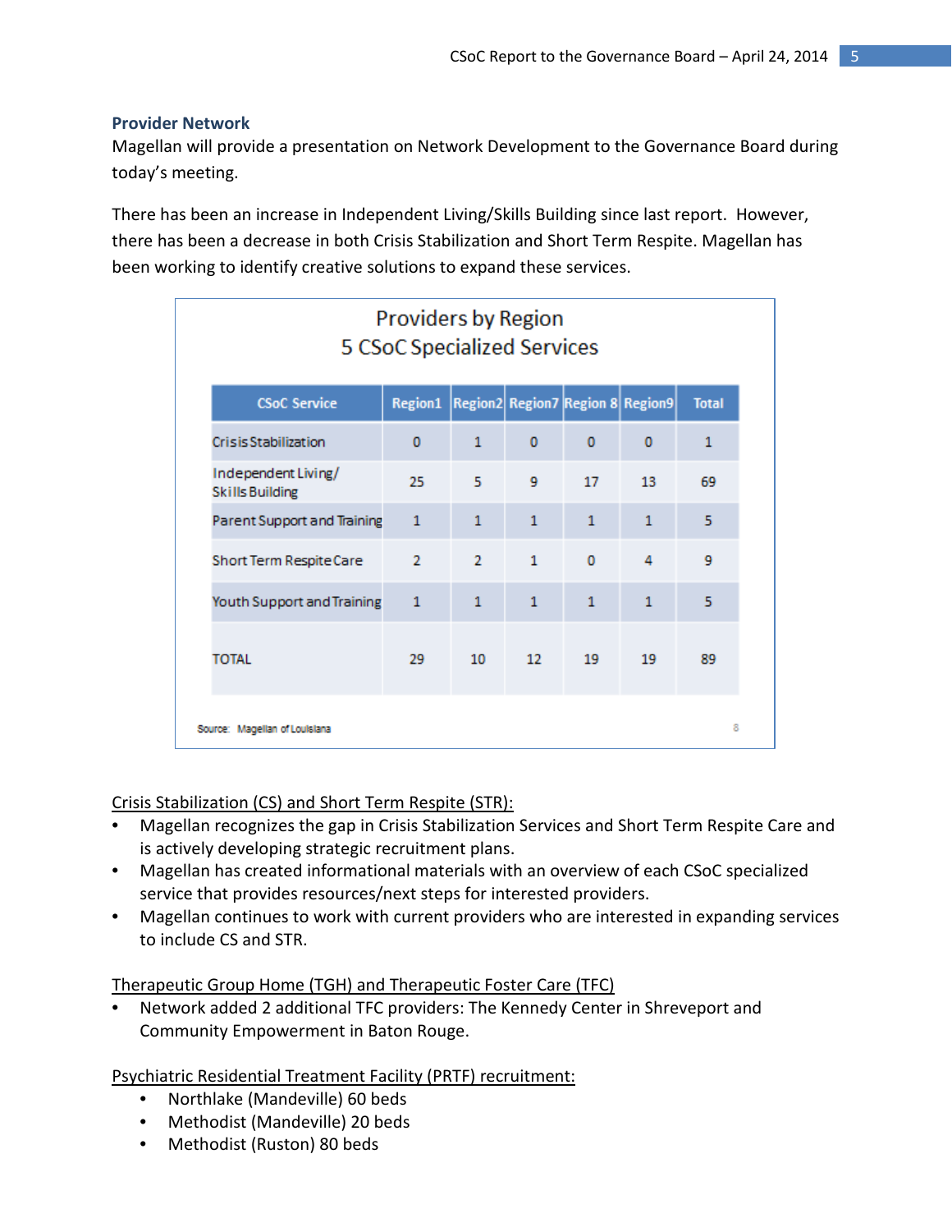## Provider Network

Magellan will provide a presentation on Network Development to the Governance Board during today's meeting.

There has been an increase in Independent Living/Skills Building since last report. However, there has been a decrease in both Crisis Stabilization and Short Term Respite. Magellan has been working to identify creative solutions to expand these services.

Providers by Region
5 CSoC Specialized Services

| CSoC Service | Region1 | Region2 | Region7 | Region 8 | Region9 | Total |
|---|---|---|---|---|---|---|
| Crisis Stabilization | 0 | 1 | 0 | 0 | 0 | 1 |
| Independent Living/ Skills Building | 25 | 5 | 9 | 17 | 13 | 69 |
| Parent Support and Training | 1 | 1 | 1 | 1 | 1 | 5 |
| Short Term Respite Care | 2 | 2 | 1 | 0 | 4 | 9 |
| Youth Support and Training | 1 | 1 | 1 | 1 | 1 | 5 |
| TOTAL | 29 | 10 | 12 | 19 | 19 | 89 |

Source: Magellan of Louisiana

Crisis Stabilization (CS) and Short Term Respite (STR):

- Magellan recognizes the gap in Crisis Stabilization Services and Short Term Respite Care and is actively developing strategic recruitment plans.
- Magellan has created informational materials with an overview of each CSoC specialized service that provides resources/next steps for interested providers.
- Magellan continues to work with current providers who are interested in expanding services to include CS and STR.

Therapeutic Group Home (TGH) and Therapeutic Foster Care (TFC)

- Network added 2 additional TFC providers: The Kennedy Center in Shreveport and Community Empowerment in Baton Rouge.

Psychiatric Residential Treatment Facility (PRTF) recruitment:

- Northlake (Mandeville) 60 beds
- Methodist (Mandeville) 20 beds
- Methodist (Ruston) 80 beds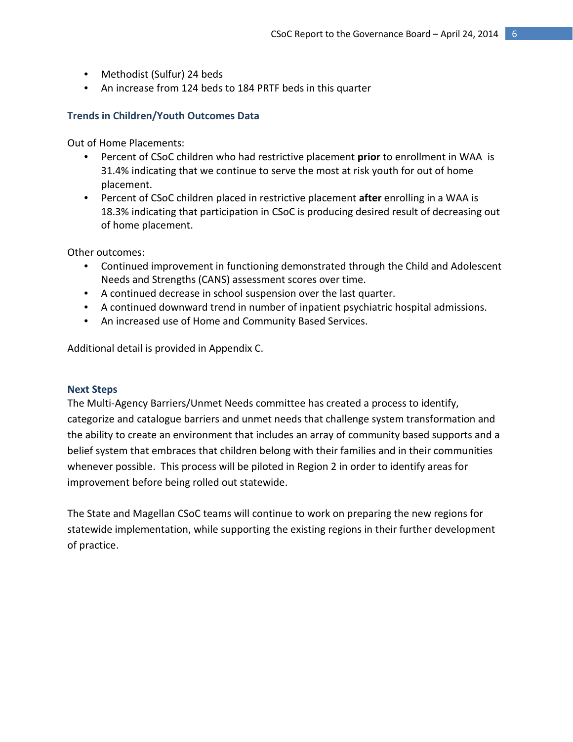- Methodist (Sulfur) 24 beds
- An increase from 124 beds to 184 PRTF beds in this quarter

### Trends in Children/Youth Outcomes Data

Out of Home Placements:

- Percent of CSoC children who had restrictive placement **prior** to enrollment in WAA is 31.4% indicating that we continue to serve the most at risk youth for out of home placement.
- Percent of CSoC children placed in restrictive placement **after** enrolling in a WAA is 18.3% indicating that participation in CSoC is producing desired result of decreasing out of home placement.

Other outcomes:

- Continued improvement in functioning demonstrated through the Child and Adolescent Needs and Strengths (CANS) assessment scores over time.
- A continued decrease in school suspension over the last quarter.
- A continued downward trend in number of inpatient psychiatric hospital admissions.
- An increased use of Home and Community Based Services.

Additional detail is provided in Appendix C.

### Next Steps

The Multi-Agency Barriers/Unmet Needs committee has created a process to identify, categorize and catalogue barriers and unmet needs that challenge system transformation and the ability to create an environment that includes an array of community based supports and a belief system that embraces that children belong with their families and in their communities whenever possible. This process will be piloted in Region 2 in order to identify areas for improvement before being rolled out statewide.

The State and Magellan CSoC teams will continue to work on preparing the new regions for statewide implementation, while supporting the existing regions in their further development of practice.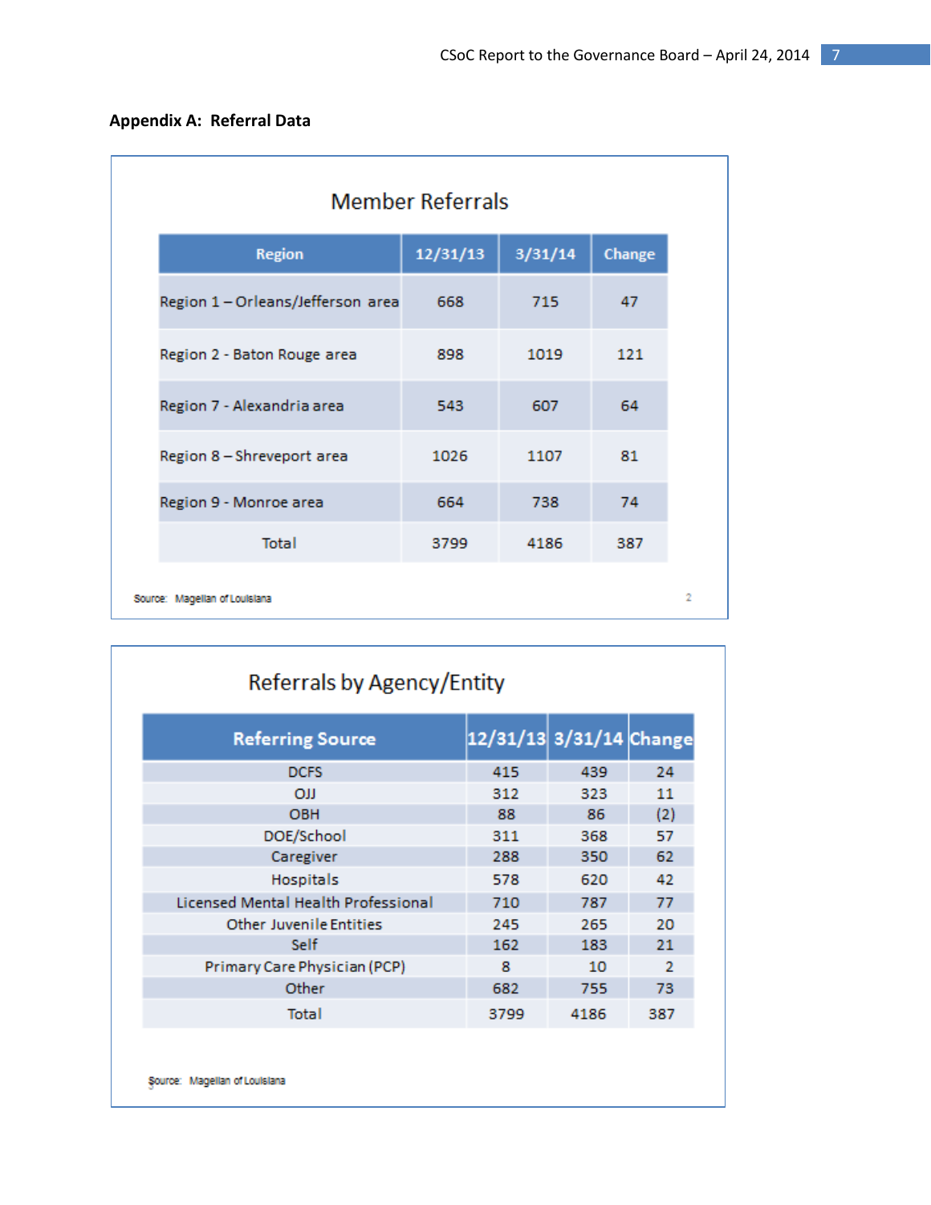## Appendix A: Referral Data

### Member Referrals

| Region | 12/31/13 | 3/31/14 | Change |
|---|---|---|---|
| Region 1 – Orleans/Jefferson area | 668 | 715 | 47 |
| Region 2 - Baton Rouge area | 898 | 1019 | 121 |
| Region 7 - Alexandria area | 543 | 607 | 64 |
| Region 8 – Shreveport area | 1026 | 1107 | 81 |
| Region 9 - Monroe area | 664 | 738 | 74 |
| Total | 3799 | 4186 | 387 |

Source: Magellan of Louisiana

### Referrals by Agency/Entity

| Referring Source | 12/31/13 | 3/31/14 | Change |
|---|---|---|---|
| DCFS | 415 | 439 | 24 |
| OJJ | 312 | 323 | 11 |
| OBH | 88 | 86 | (2) |
| DOE/School | 311 | 368 | 57 |
| Caregiver | 288 | 350 | 62 |
| Hospitals | 578 | 620 | 42 |
| Licensed Mental Health Professional | 710 | 787 | 77 |
| Other Juvenile Entities | 245 | 265 | 20 |
| Self | 162 | 183 | 21 |
| Primary Care Physician (PCP) | 8 | 10 | 2 |
| Other | 682 | 755 | 73 |
| Total | 3799 | 4186 | 387 |

Source: Magellan of Louisiana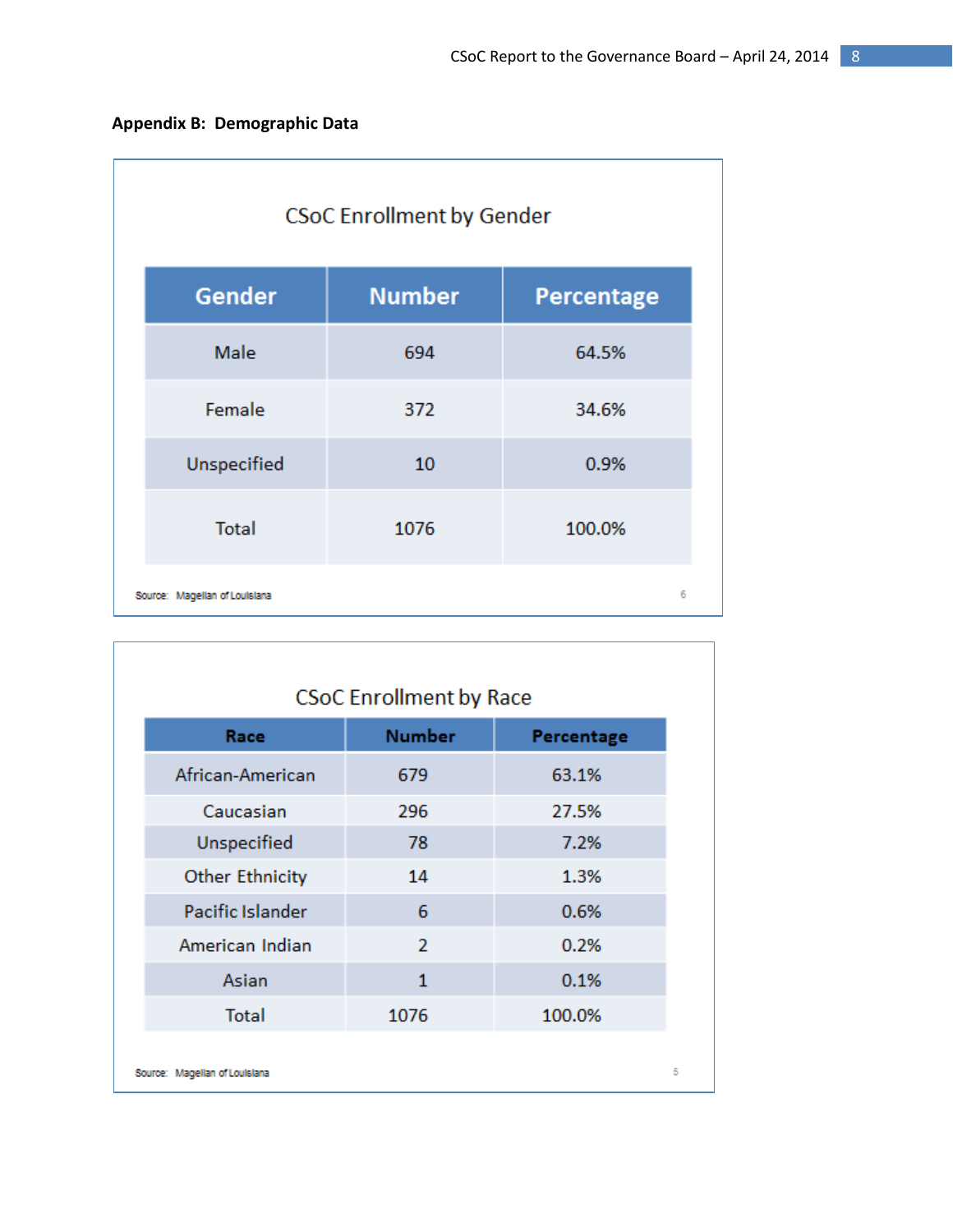## Appendix B: Demographic Data

### CSoC Enrollment by Gender

| Gender | Number | Percentage |
|---|---|---|
| Male | 694 | 64.5% |
| Female | 372 | 34.6% |
| Unspecified | 10 | 0.9% |
| Total | 1076 | 100.0% |

Source: Magellan of Louisiana

### CSoC Enrollment by Race

| Race | Number | Percentage |
|---|---|---|
| African-American | 679 | 63.1% |
| Caucasian | 296 | 27.5% |
| Unspecified | 78 | 7.2% |
| Other Ethnicity | 14 | 1.3% |
| Pacific Islander | 6 | 0.6% |
| American Indian | 2 | 0.2% |
| Asian | 1 | 0.1% |
| Total | 1076 | 100.0% |

Source: Magellan of Louisiana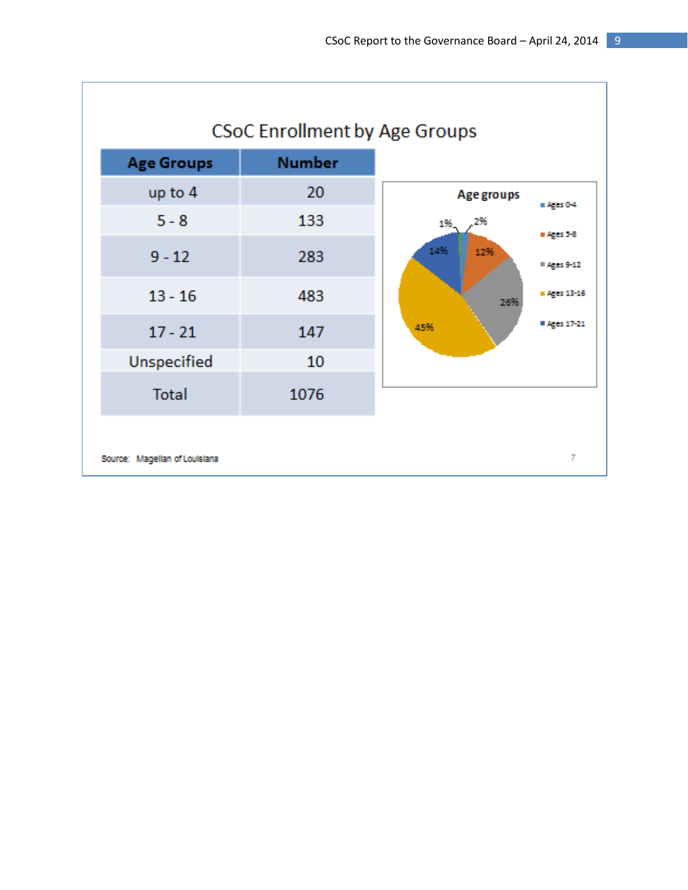## CSoC Enrollment by Age Groups

| Age Groups | Number |
|---|---|
| up to 4 | 20 |
| 5 - 8 | 133 |
| 9 - 12 | 283 |
| 13 - 16 | 483 |
| 17 - 21 | 147 |
| Unspecified | 10 |
| Total | 1076 |

**Age groups**

- Ages 0-4: 2%
- Ages 5-8: 12%
- Ages 9-12: 26%
- Ages 13-16: 45%
- Ages 17-21: 14%
- 1%

Source: Magellan of Louisiana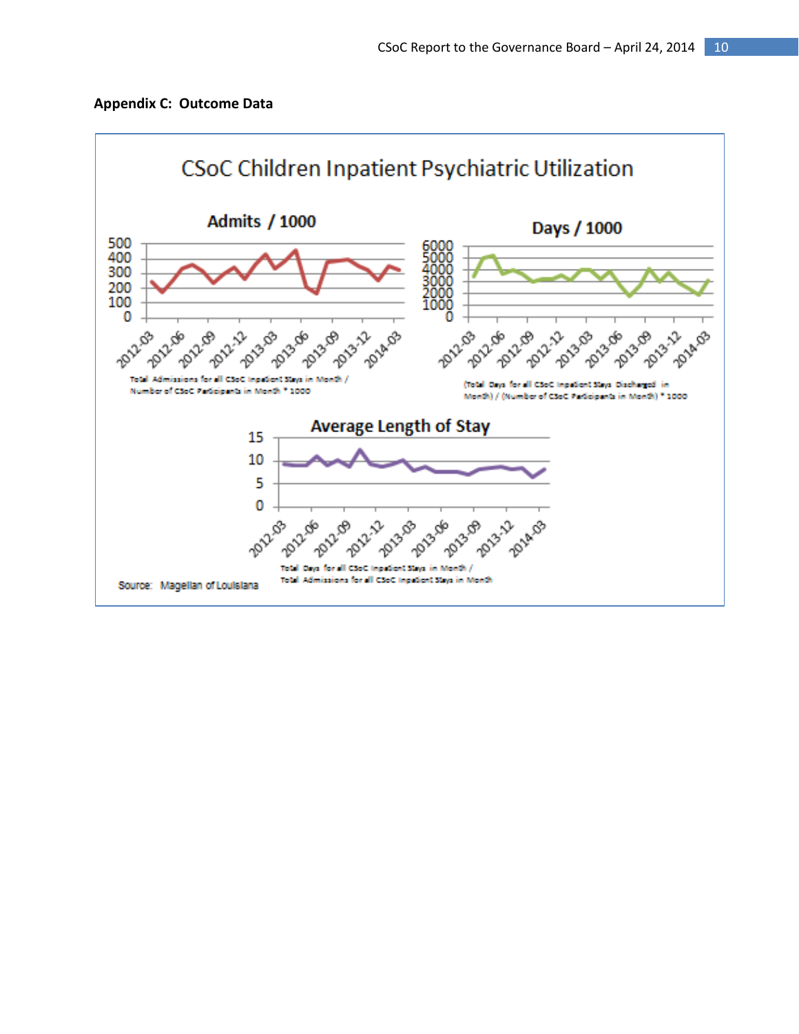## Appendix C: Outcome Data

CSoC Children Inpatient Psychiatric Utilization

Admits / 1000

Total Admissions for all CSoC Inpatient Stays in Month / Number of CSoC Participants in Month * 1000

Days / 1000

(Total Days for all CSoC Inpatient Stays Discharged in Month) / (Number of CSoC Participants in Month) * 1000

Average Length of Stay

Total Days for all CSoC Inpatient Stays in Month / Total Admissions for all CSoC Inpatient Stays in Month

Source: Magellan of Louisiana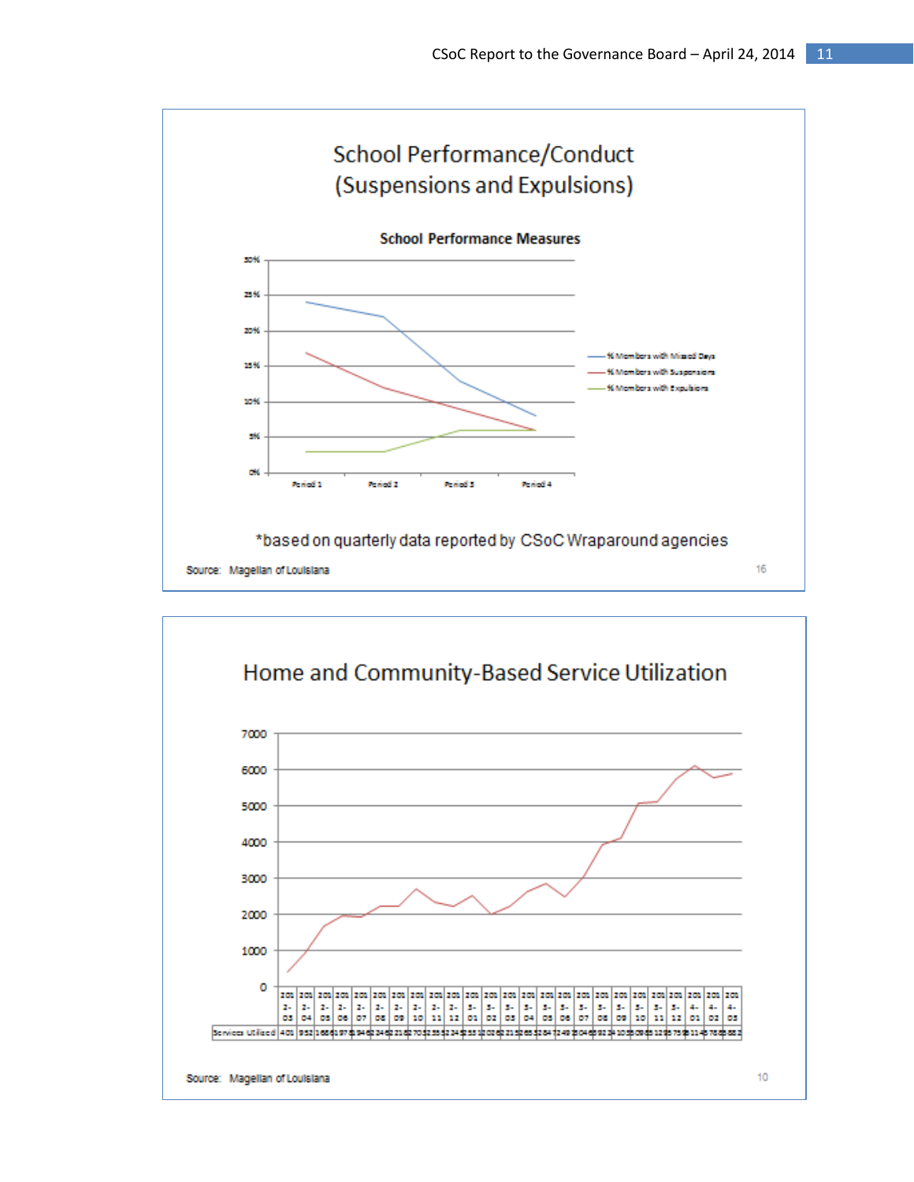## School Performance/Conduct (Suspensions and Expulsions)

School Performance Measures

30%
25%
20%
15%
10%
5%
0%

Period 1
Period 2
Period 3
Period 4

% Members with Missed Days
% Members with Suspensions
% Members with Expulsions

*based on quarterly data reported by CSoC Wraparound agencies

Source: Magellan of Louisiana

## Home and Community-Based Service Utilization

7000
6000
5000
4000
3000
2000
1000
0

Services Utilized

Source: Magellan of Louisiana